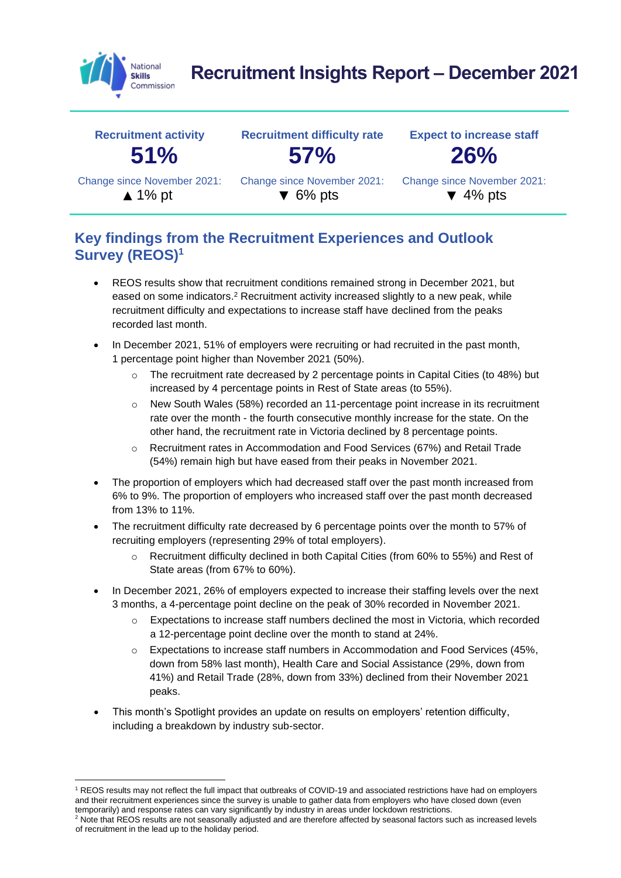# Recruitment Insights Report – December 2021

| Recruitment activity | Recruitment difficulty rate | Expect to increase staff |
|---|---|---|
| **51%** | **57%** | **26%** |
| Change since November 2021: ▲ 1% pt | Change since November 2021: ▼ 6% pts | Change since November 2021: ▼ 4% pts |

## Key findings from the Recruitment Experiences and Outlook Survey (REOS)[1]

- REOS results show that recruitment conditions remained strong in December 2021, but eased on some indicators.[2] Recruitment activity increased slightly to a new peak, while recruitment difficulty and expectations to increase staff have declined from the peaks recorded last month.
- In December 2021, 51% of employers were recruiting or had recruited in the past month, 1 percentage point higher than November 2021 (50%).
  - The recruitment rate decreased by 2 percentage points in Capital Cities (to 48%) but increased by 4 percentage points in Rest of State areas (to 55%).
  - New South Wales (58%) recorded an 11-percentage point increase in its recruitment rate over the month - the fourth consecutive monthly increase for the state. On the other hand, the recruitment rate in Victoria declined by 8 percentage points.
  - Recruitment rates in Accommodation and Food Services (67%) and Retail Trade (54%) remain high but have eased from their peaks in November 2021.
- The proportion of employers which had decreased staff over the past month increased from 6% to 9%. The proportion of employers who increased staff over the past month decreased from 13% to 11%.
- The recruitment difficulty rate decreased by 6 percentage points over the month to 57% of recruiting employers (representing 29% of total employers).
  - Recruitment difficulty declined in both Capital Cities (from 60% to 55%) and Rest of State areas (from 67% to 60%).
- In December 2021, 26% of employers expected to increase their staffing levels over the next 3 months, a 4-percentage point decline on the peak of 30% recorded in November 2021.
  - Expectations to increase staff numbers declined the most in Victoria, which recorded a 12-percentage point decline over the month to stand at 24%.
  - Expectations to increase staff numbers in Accommodation and Food Services (45%, down from 58% last month), Health Care and Social Assistance (29%, down from 41%) and Retail Trade (28%, down from 33%) declined from their November 2021 peaks.
- This month's Spotlight provides an update on results on employers' retention difficulty, including a breakdown by industry sub-sector.

---

[1] REOS results may not reflect the full impact that outbreaks of COVID-19 and associated restrictions have had on employers and their recruitment experiences since the survey is unable to gather data from employers who have closed down (even temporarily) and response rates can vary significantly by industry in areas under lockdown restrictions.

[2] Note that REOS results are not seasonally adjusted and are therefore affected by seasonal factors such as increased levels of recruitment in the lead up to the holiday period.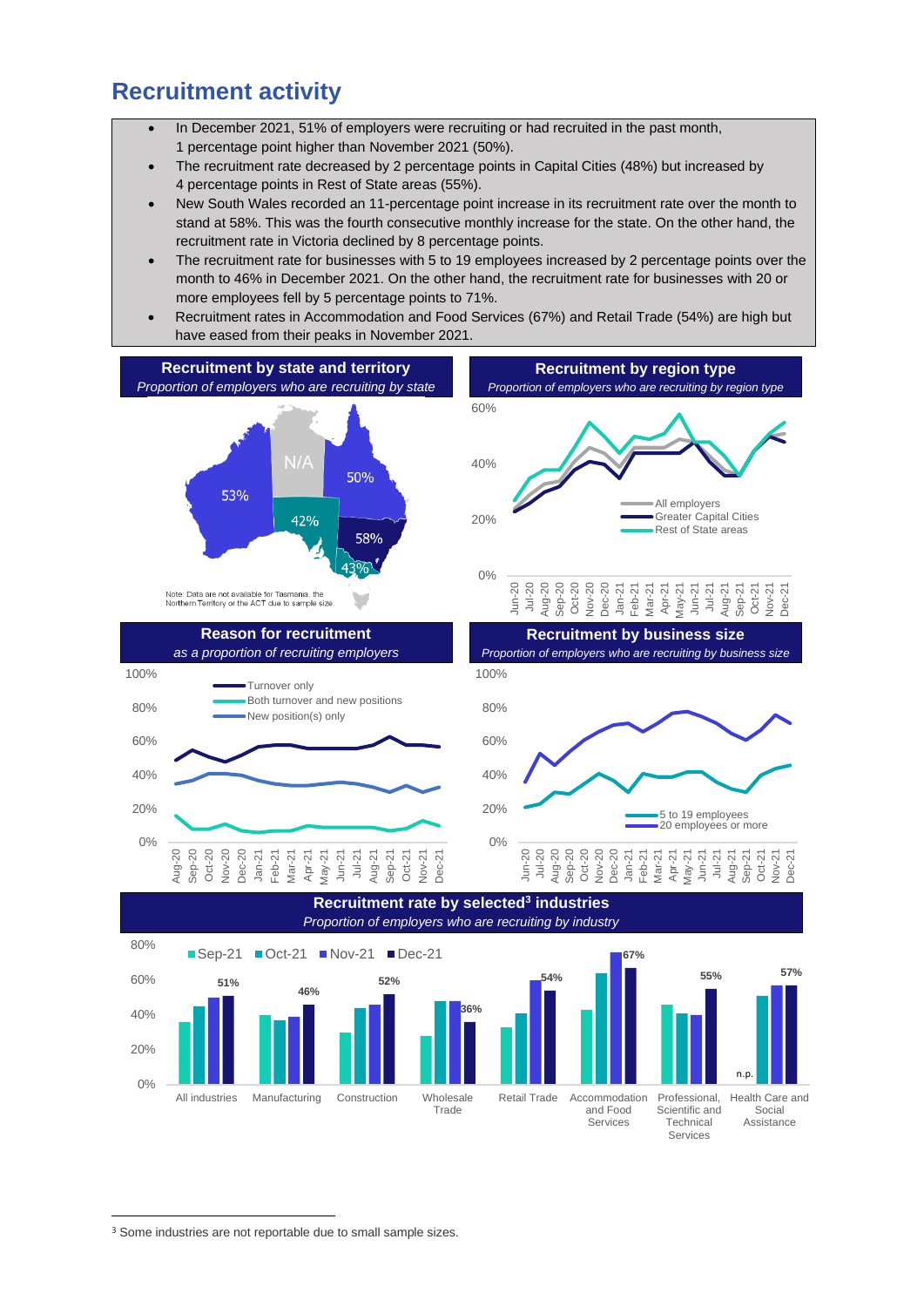## Recruitment activity

- In December 2021, 51% of employers were recruiting or had recruited in the past month, 1 percentage point higher than November 2021 (50%).
- The recruitment rate decreased by 2 percentage points in Capital Cities (48%) but increased by 4 percentage points in Rest of State areas (55%).
- New South Wales recorded an 11-percentage point increase in its recruitment rate over the month to stand at 58%. This was the fourth consecutive monthly increase for the state. On the other hand, the recruitment rate in Victoria declined by 8 percentage points.
- The recruitment rate for businesses with 5 to 19 employees increased by 2 percentage points over the month to 46% in December 2021. On the other hand, the recruitment rate for businesses with 20 or more employees fell by 5 percentage points to 71%.
- Recruitment rates in Accommodation and Food Services (67%) and Retail Trade (54%) are high but have eased from their peaks in November 2021.

### Recruitment by state and territory

*Proportion of employers who are recruiting by state*

WA 53%, NT N/A, QLD 50%, SA 42%, NSW 58%, VIC 43%

Note: Data are not available for Tasmania, the Northern Territory or the ACT due to sample size.

### Recruitment by region type

*Proportion of employers who are recruiting by region type*

Series: All employers; Greater Capital Cities; Rest of State areas (Jun-20 to Dec-21)

### Reason for recruitment

*as a proportion of recruiting employers*

Series: Turnover only; Both turnover and new positions; New position(s) only (Aug-20 to Dec-21)

### Recruitment by business size

*Proportion of employers who are recruiting by business size*

Series: 5 to 19 employees; 20 employees or more (Jun-20 to Dec-21)

### Recruitment rate by selected[3] industries

*Proportion of employers who are recruiting by industry*

| Industry | Dec-21 |
|---|---|
| All industries | 51% |
| Manufacturing | 46% |
| Construction | 52% |
| Wholesale Trade | 36% |
| Retail Trade | 54% |
| Accommodation and Food Services | 67% |
| Professional, Scientific and Technical Services | 55% |
| Health Care and Social Assistance | 57% |

Note: Health Care and Social Assistance Sep-21 n.p.

[3] Some industries are not reportable due to small sample sizes.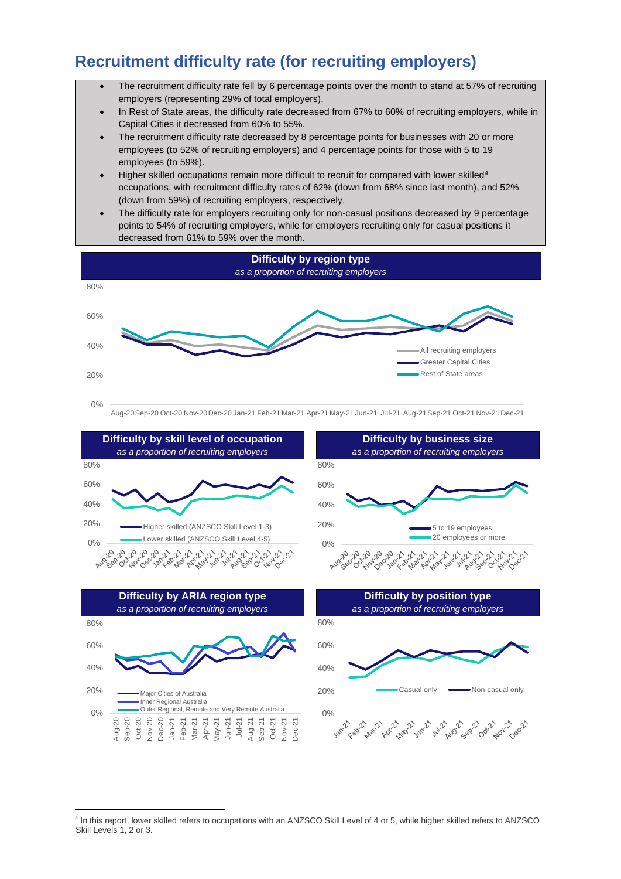## Recruitment difficulty rate (for recruiting employers)

- The recruitment difficulty rate fell by 6 percentage points over the month to stand at 57% of recruiting employers (representing 29% of total employers).
- In Rest of State areas, the difficulty rate decreased from 67% to 60% of recruiting employers, while in Capital Cities it decreased from 60% to 55%.
- The recruitment difficulty rate decreased by 8 percentage points for businesses with 20 or more employees (to 52% of recruiting employers) and 4 percentage points for those with 5 to 19 employees (to 59%).
- Higher skilled occupations remain more difficult to recruit for compared with lower skilled[4] occupations, with recruitment difficulty rates of 62% (down from 68% since last month), and 52% (down from 59%) of recruiting employers, respectively.
- The difficulty rate for employers recruiting only for non-casual positions decreased by 9 percentage points to 54% of recruiting employers, while for employers recruiting only for casual positions it decreased from 61% to 59% over the month.

**Difficulty by region type**
*as a proportion of recruiting employers*

Legend: All recruiting employers; Greater Capital Cities; Rest of State areas (Aug-20 to Dec-21)

**Difficulty by skill level of occupation**
*as a proportion of recruiting employers*

Legend: Higher skilled (ANZSCO Skill Level 1-3); Lower skilled (ANZSCO Skill Level 4-5)

**Difficulty by business size**
*as a proportion of recruiting employers*

Legend: 5 to 19 employees; 20 employees or more

**Difficulty by ARIA region type**
*as a proportion of recruiting employers*

Legend: Major Cities of Australia; Inner Regional Australia; Outer Regional, Remote and Very Remote Australia

**Difficulty by position type**
*as a proportion of recruiting employers*

Legend: Casual only; Non-casual only (Jan-21 to Dec-21)

[4] In this report, lower skilled refers to occupations with an ANZSCO Skill Level of 4 or 5, while higher skilled refers to ANZSCO Skill Levels 1, 2 or 3.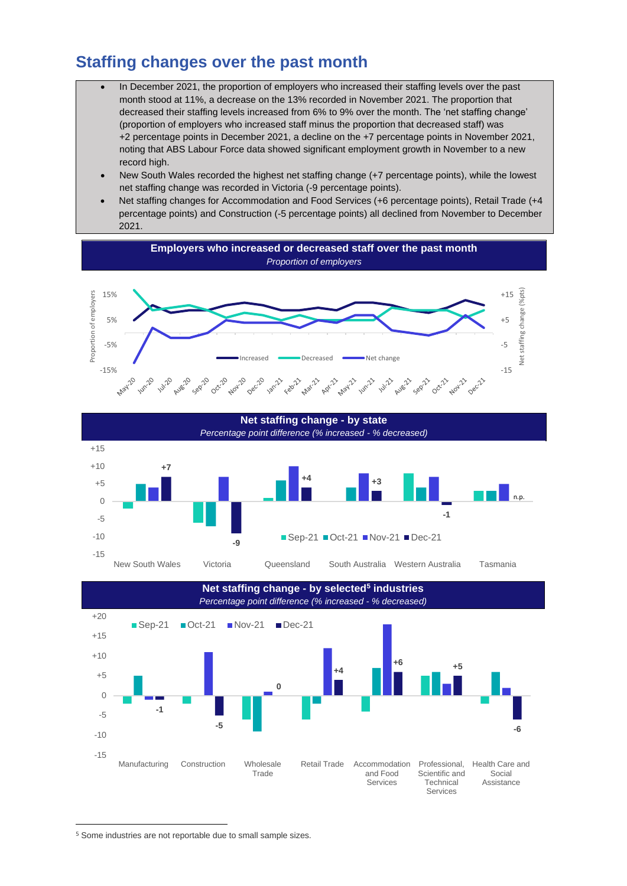## Staffing changes over the past month

- In December 2021, the proportion of employers who increased their staffing levels over the past month stood at 11%, a decrease on the 13% recorded in November 2021. The proportion that decreased their staffing levels increased from 6% to 9% over the month. The 'net staffing change' (proportion of employers who increased staff minus the proportion that decreased staff) was +2 percentage points in December 2021, a decline on the +7 percentage points in November 2021, noting that ABS Labour Force data showed significant employment growth in November to a new record high.
- New South Wales recorded the highest net staffing change (+7 percentage points), while the lowest net staffing change was recorded in Victoria (-9 percentage points).
- Net staffing changes for Accommodation and Food Services (+6 percentage points), Retail Trade (+4 percentage points) and Construction (-5 percentage points) all declined from November to December 2021.

**Employers who increased or decreased staff over the past month**

*Proportion of employers*

**Net staffing change - by state**

*Percentage point difference (% increased - % decreased)*

| State | Dec-21 |
|---|---|
| New South Wales | +7 |
| Victoria | -9 |
| Queensland | +4 |
| South Australia | +3 |
| Western Australia | -1 |
| Tasmania | n.p. |

**Net staffing change - by selected[5] industries**

*Percentage point difference (% increased - % decreased)*

| Industry | Dec-21 |
|---|---|
| Manufacturing | -1 |
| Construction | -5 |
| Wholesale Trade | 0 |
| Retail Trade | +4 |
| Accommodation and Food Services | +6 |
| Professional, Scientific and Technical Services | +5 |
| Health Care and Social Assistance | -6 |

[5] Some industries are not reportable due to small sample sizes.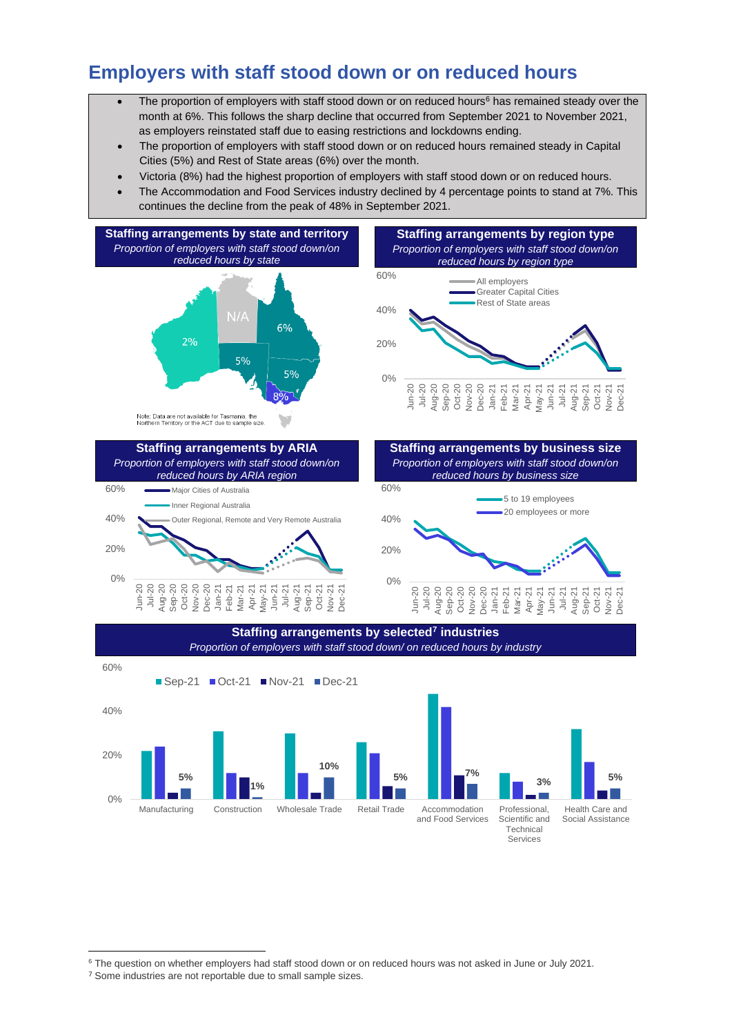## Employers with staff stood down or on reduced hours

- The proportion of employers with staff stood down or on reduced hours[6] has remained steady over the month at 6%. This follows the sharp decline that occurred from September 2021 to November 2021, as employers reinstated staff due to easing restrictions and lockdowns ending.
- The proportion of employers with staff stood down or on reduced hours remained steady in Capital Cities (5%) and Rest of State areas (6%) over the month.
- Victoria (8%) had the highest proportion of employers with staff stood down or on reduced hours.
- The Accommodation and Food Services industry declined by 4 percentage points to stand at 7%. This continues the decline from the peak of 48% in September 2021.

**Staffing arrangements by state and territory**
*Proportion of employers with staff stood down/on reduced hours by state*

Note: Data are not available for Tasmania, the Northern Territory or the ACT due to sample size.

**Staffing arrangements by region type**
*Proportion of employers with staff stood down/on reduced hours by region type*

**Staffing arrangements by ARIA**
*Proportion of employers with staff stood down/on reduced hours by ARIA region*

**Staffing arrangements by business size**
*Proportion of employers with staff stood down/on reduced hours by business size*

**Staffing arrangements by selected[7] industries**
*Proportion of employers with staff stood down/ on reduced hours by industry*

---

[6] The question on whether employers had staff stood down or on reduced hours was not asked in June or July 2021.
[7] Some industries are not reportable due to small sample sizes.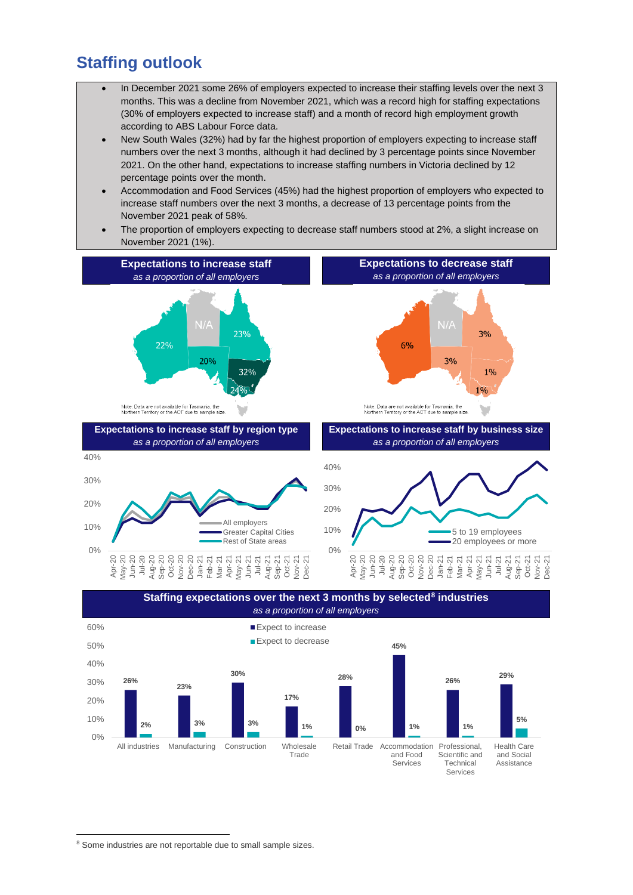## Staffing outlook

- In December 2021 some 26% of employers expected to increase their staffing levels over the next 3 months. This was a decline from November 2021, which was a record high for staffing expectations (30% of employers expected to increase staff) and a month of record high employment growth according to ABS Labour Force data.
- New South Wales (32%) had by far the highest proportion of employers expecting to increase staff numbers over the next 3 months, although it had declined by 3 percentage points since November 2021. On the other hand, expectations to increase staffing numbers in Victoria declined by 12 percentage points over the month.
- Accommodation and Food Services (45%) had the highest proportion of employers who expected to increase staff numbers over the next 3 months, a decrease of 13 percentage points from the November 2021 peak of 58%.
- The proportion of employers expecting to decrease staff numbers stood at 2%, a slight increase on November 2021 (1%).

**Expectations to increase staff**
*as a proportion of all employers*

WA 22%, NT N/A, QLD 23%, SA 20%, NSW 32%, VIC 24%

Note: Data are not available for Tasmania, the Northern Territory or the ACT due to sample size.

**Expectations to decrease staff**
*as a proportion of all employers*

WA 6%, NT N/A, QLD 3%, SA 3%, NSW 1%, VIC 1%

Note: Data are not available for Tasmania, the Northern Territory or the ACT due to sample size.

**Expectations to increase staff by region type**
*as a proportion of all employers*

Legend: All employers; Greater Capital Cities; Rest of State areas (Apr-20 to Dec-21)

**Expectations to increase staff by business size**
*as a proportion of all employers*

Legend: 5 to 19 employees; 20 employees or more (Apr-20 to Dec-21)

**Staffing expectations over the next 3 months by selected[8] industries**
*as a proportion of all employers*

| Industry | Expect to increase | Expect to decrease |
| --- | --- | --- |
| All industries | 26% | 2% |
| Manufacturing | 23% | 3% |
| Construction | 30% | 3% |
| Wholesale Trade | 17% | 1% |
| Retail Trade | 28% | 0% |
| Accommodation and Food Services | 45% | 1% |
| Professional, Scientific and Technical Services | 26% | 1% |
| Health Care and Social Assistance | 29% | 5% |

[8] Some industries are not reportable due to small sample sizes.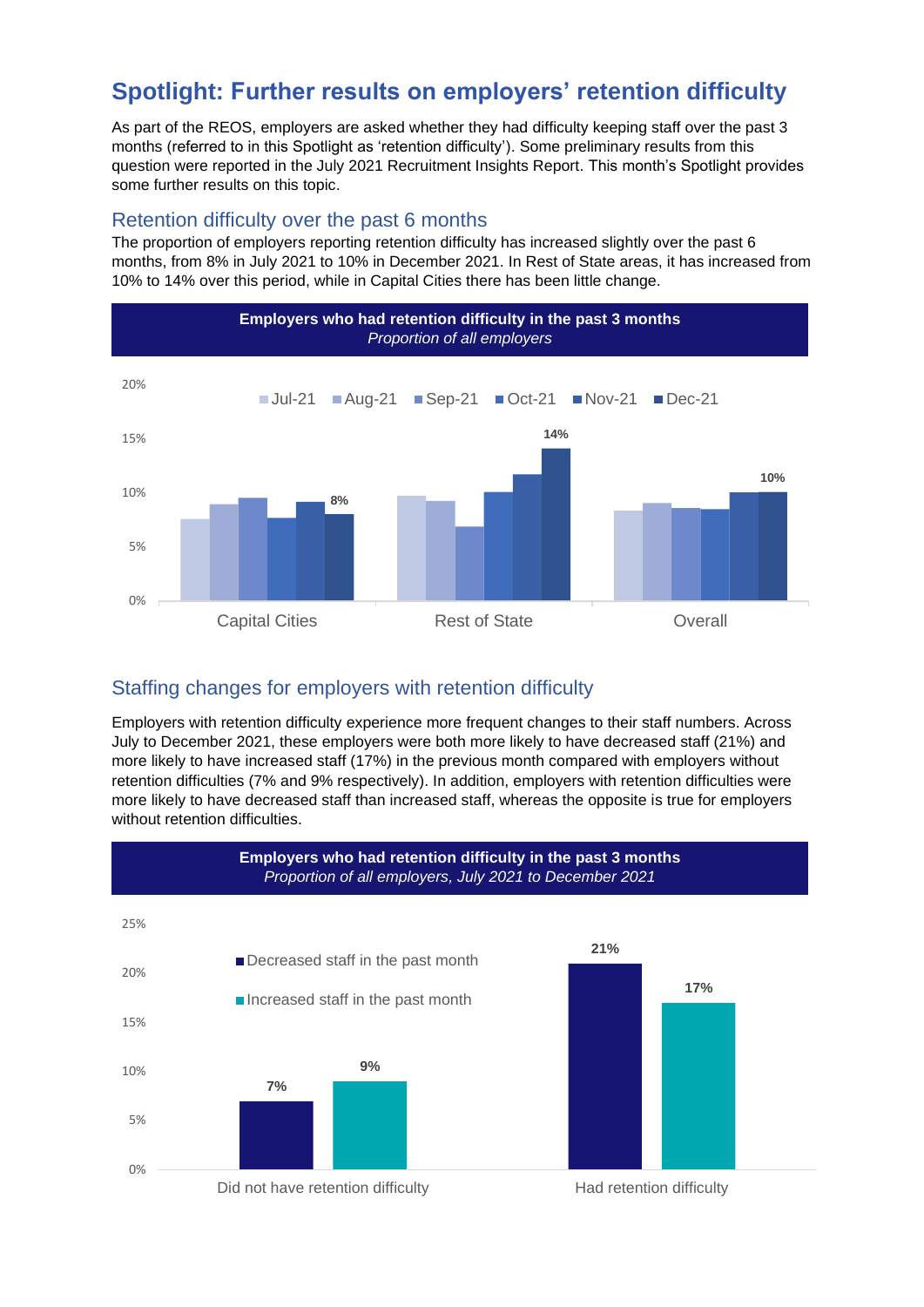# Spotlight: Further results on employers' retention difficulty

As part of the REOS, employers are asked whether they had difficulty keeping staff over the past 3 months (referred to in this Spotlight as 'retention difficulty'). Some preliminary results from this question were reported in the July 2021 Recruitment Insights Report. This month's Spotlight provides some further results on this topic.

## Retention difficulty over the past 6 months

The proportion of employers reporting retention difficulty has increased slightly over the past 6 months, from 8% in July 2021 to 10% in December 2021. In Rest of State areas, it has increased from 10% to 14% over this period, while in Capital Cities there has been little change.

**Employers who had retention difficulty in the past 3 months**
*Proportion of all employers*

| | Jul-21 | Aug-21 | Sep-21 | Oct-21 | Nov-21 | Dec-21 |
|---|---|---|---|---|---|---|
| Capital Cities | | | | | | 8% |
| Rest of State | | | | | | 14% |
| Overall | | | | | | 10% |

## Staffing changes for employers with retention difficulty

Employers with retention difficulty experience more frequent changes to their staff numbers. Across July to December 2021, these employers were both more likely to have decreased staff (21%) and more likely to have increased staff (17%) in the previous month compared with employers without retention difficulties (7% and 9% respectively). In addition, employers with retention difficulties were more likely to have decreased staff than increased staff, whereas the opposite is true for employers without retention difficulties.

**Employers who had retention difficulty in the past 3 months**
*Proportion of all employers, July 2021 to December 2021*

| | Decreased staff in the past month | Increased staff in the past month |
|---|---|---|
| Did not have retention difficulty | 7% | 9% |
| Had retention difficulty | 21% | 17% |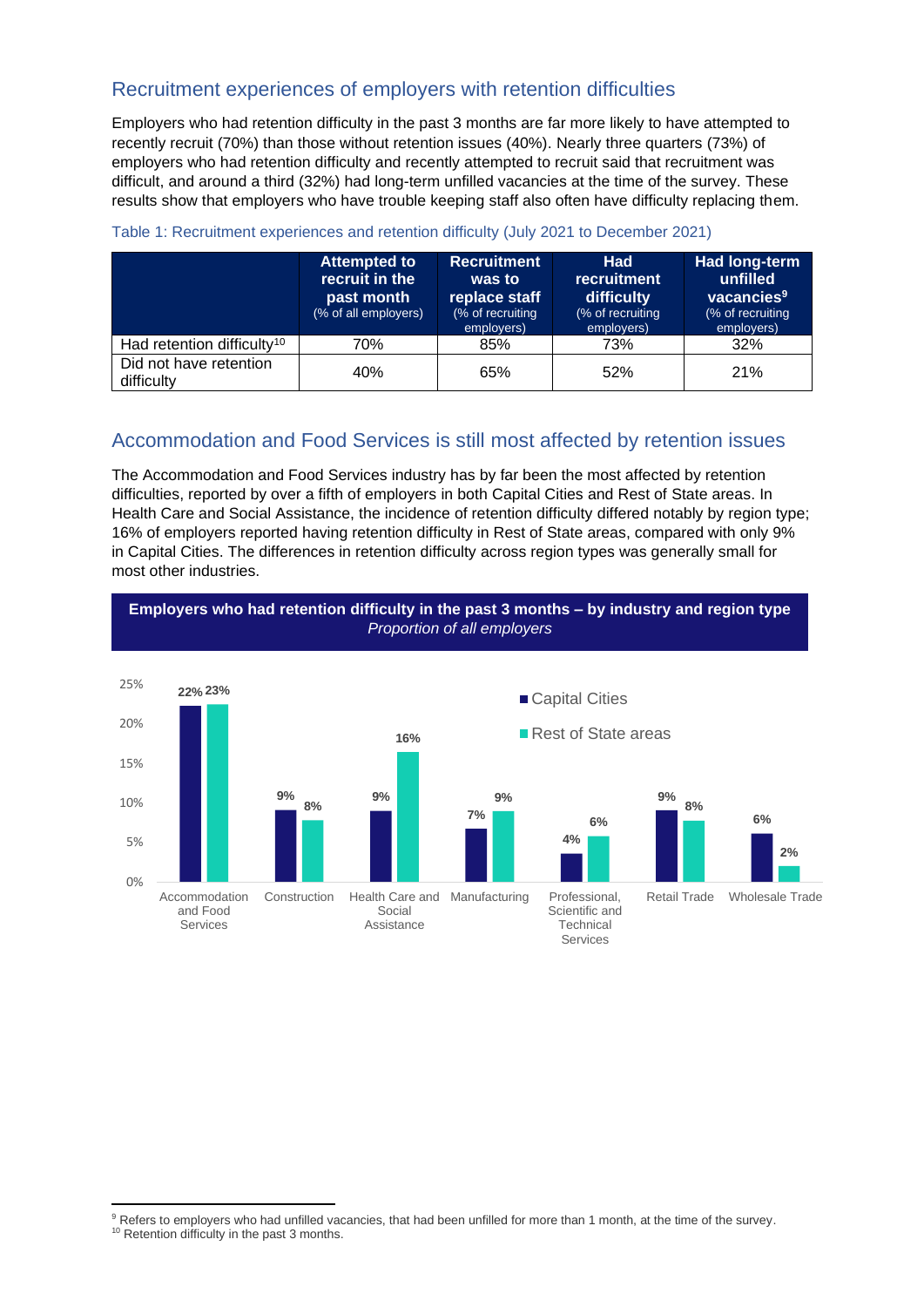## Recruitment experiences of employers with retention difficulties

Employers who had retention difficulty in the past 3 months are far more likely to have attempted to recently recruit (70%) than those without retention issues (40%). Nearly three quarters (73%) of employers who had retention difficulty and recently attempted to recruit said that recruitment was difficult, and around a third (32%) had long-term unfilled vacancies at the time of the survey. These results show that employers who have trouble keeping staff also often have difficulty replacing them.

Table 1: Recruitment experiences and retention difficulty (July 2021 to December 2021)

| | **Attempted to recruit in the past month** (% of all employers) | **Recruitment was to replace staff** (% of recruiting employers) | **Had recruitment difficulty** (% of recruiting employers) | **Had long-term unfilled vacancies[9]** (% of recruiting employers) |
|---|---|---|---|---|
| Had retention difficulty[10] | 70% | 85% | 73% | 32% |
| Did not have retention difficulty | 40% | 65% | 52% | 21% |

## Accommodation and Food Services is still most affected by retention issues

The Accommodation and Food Services industry has by far been the most affected by retention difficulties, reported by over a fifth of employers in both Capital Cities and Rest of State areas. In Health Care and Social Assistance, the incidence of retention difficulty differed notably by region type; 16% of employers reported having retention difficulty in Rest of State areas, compared with only 9% in Capital Cities. The differences in retention difficulty across region types was generally small for most other industries.

**Employers who had retention difficulty in the past 3 months – by industry and region type**
*Proportion of all employers*

| Industry | Capital Cities | Rest of State areas |
|---|---|---|
| Accommodation and Food Services | 22% | 23% |
| Construction | 9% | 8% |
| Health Care and Social Assistance | 9% | 16% |
| Manufacturing | 7% | 9% |
| Professional, Scientific and Technical Services | 4% | 6% |
| Retail Trade | 9% | 8% |
| Wholesale Trade | 6% | 2% |

[9] Refers to employers who had unfilled vacancies, that had been unfilled for more than 1 month, at the time of the survey.
[10] Retention difficulty in the past 3 months.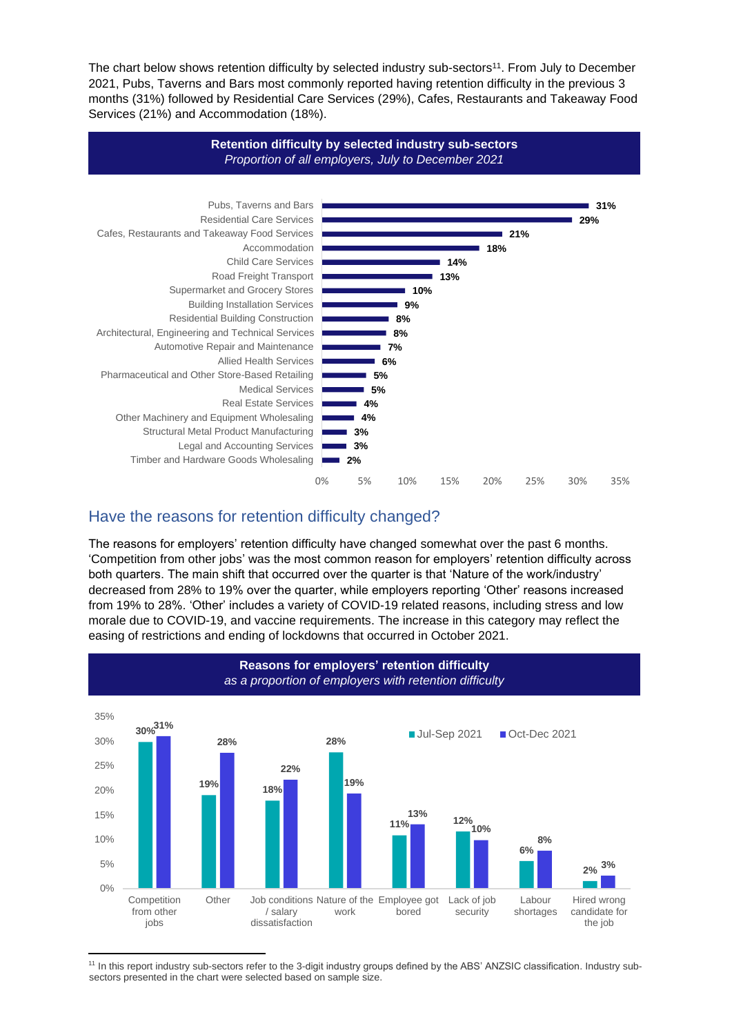The chart below shows retention difficulty by selected industry sub-sectors[11]. From July to December 2021, Pubs, Taverns and Bars most commonly reported having retention difficulty in the previous 3 months (31%) followed by Residential Care Services (29%), Cafes, Restaurants and Takeaway Food Services (21%) and Accommodation (18%).

**Retention difficulty by selected industry sub-sectors**
*Proportion of all employers, July to December 2021*

| Industry sub-sector | Proportion |
|---|---|
| Pubs, Taverns and Bars | 31% |
| Residential Care Services | 29% |
| Cafes, Restaurants and Takeaway Food Services | 21% |
| Accommodation | 18% |
| Child Care Services | 14% |
| Road Freight Transport | 13% |
| Supermarket and Grocery Stores | 10% |
| Building Installation Services | 9% |
| Residential Building Construction | 8% |
| Architectural, Engineering and Technical Services | 8% |
| Automotive Repair and Maintenance | 7% |
| Allied Health Services | 6% |
| Pharmaceutical and Other Store-Based Retailing | 5% |
| Medical Services | 5% |
| Real Estate Services | 4% |
| Other Machinery and Equipment Wholesaling | 4% |
| Structural Metal Product Manufacturing | 3% |
| Legal and Accounting Services | 3% |
| Timber and Hardware Goods Wholesaling | 2% |

## Have the reasons for retention difficulty changed?

The reasons for employers' retention difficulty have changed somewhat over the past 6 months. 'Competition from other jobs' was the most common reason for employers' retention difficulty across both quarters. The main shift that occurred over the quarter is that 'Nature of the work/industry' decreased from 28% to 19% over the quarter, while employers reporting 'Other' reasons increased from 19% to 28%. 'Other' includes a variety of COVID-19 related reasons, including stress and low morale due to COVID-19, and vaccine requirements. The increase in this category may reflect the easing of restrictions and ending of lockdowns that occurred in October 2021.

**Reasons for employers' retention difficulty**
*as a proportion of employers with retention difficulty*

| Reason | Jul-Sep 2021 | Oct-Dec 2021 |
|---|---|---|
| Competition from other jobs | 30% | 31% |
| Other | 19% | 28% |
| Job conditions / salary dissatisfaction | 18% | 22% |
| Nature of the work | 28% | 19% |
| Employee got bored | 11% | 13% |
| Lack of job security | 12% | 10% |
| Labour shortages | 6% | 8% |
| Hired wrong candidate for the job | 2% | 3% |

[11] In this report industry sub-sectors refer to the 3-digit industry groups defined by the ABS' ANZSIC classification. Industry sub-sectors presented in the chart were selected based on sample size.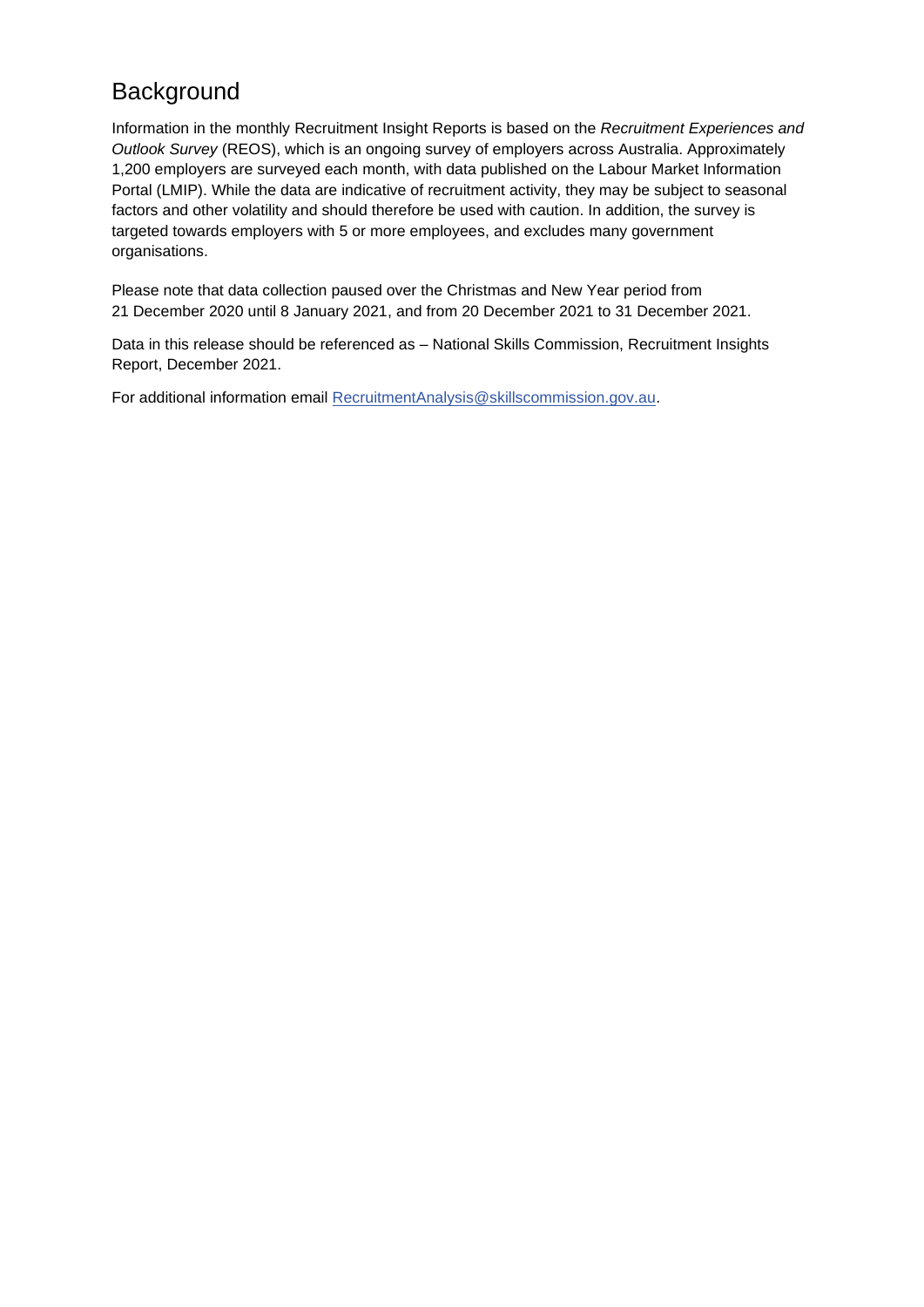## Background

Information in the monthly Recruitment Insight Reports is based on the *Recruitment Experiences and Outlook Survey* (REOS), which is an ongoing survey of employers across Australia. Approximately 1,200 employers are surveyed each month, with data published on the Labour Market Information Portal (LMIP). While the data are indicative of recruitment activity, they may be subject to seasonal factors and other volatility and should therefore be used with caution. In addition, the survey is targeted towards employers with 5 or more employees, and excludes many government organisations.

Please note that data collection paused over the Christmas and New Year period from 21 December 2020 until 8 January 2021, and from 20 December 2021 to 31 December 2021.

Data in this release should be referenced as – National Skills Commission, Recruitment Insights Report, December 2021.

For additional information email [RecruitmentAnalysis@skillscommission.gov.au](mailto:RecruitmentAnalysis@skillscommission.gov.au).